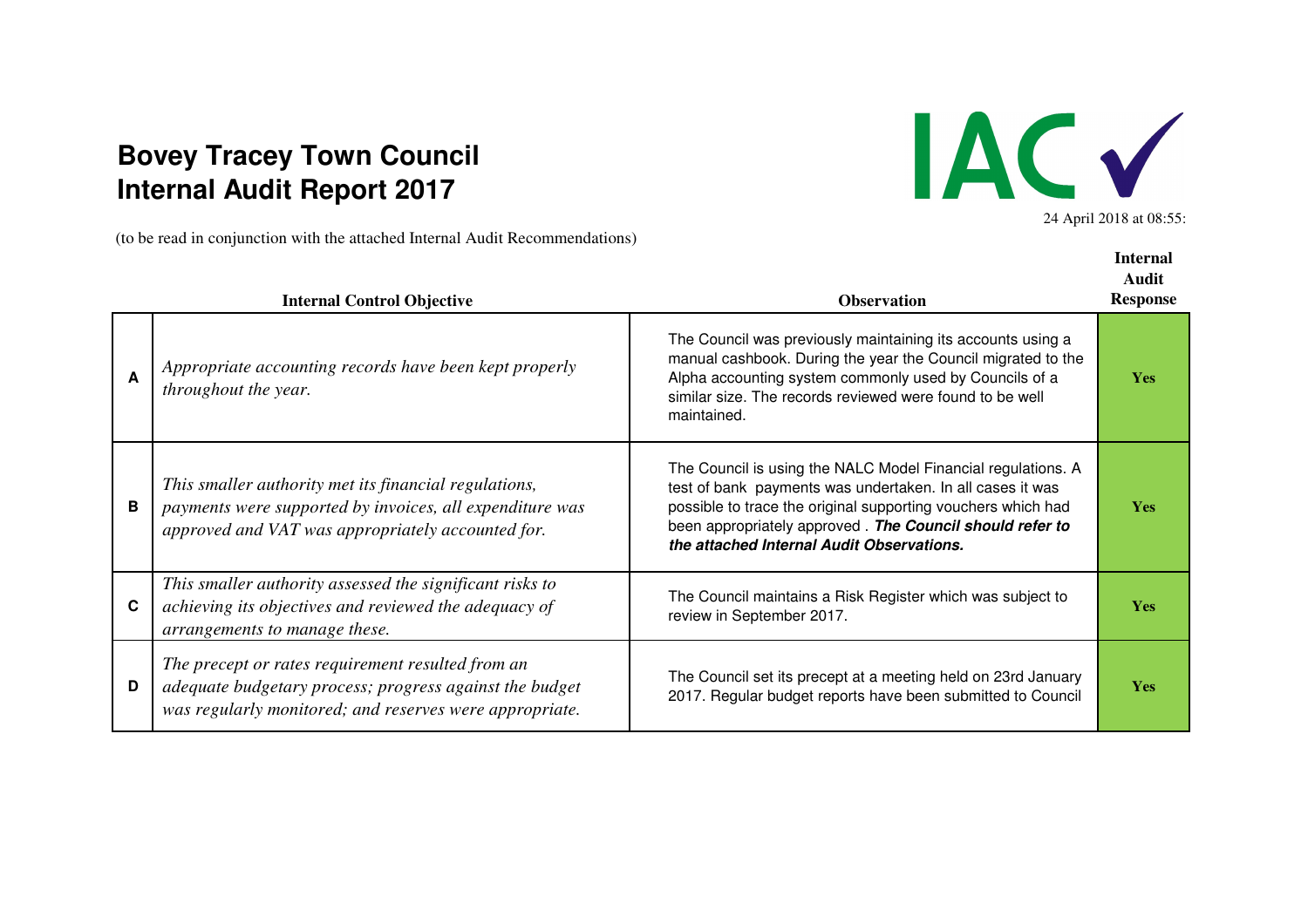# Bovey Tracey Town Council
# Internal Audit Report 2017

IAC ✓

24 April 2018 at 08:55:

(to be read in conjunction with the attached Internal Audit Recommendations)

| | Internal Control Objective | Observation | Internal Audit Response |
|---|---|---|---|
| **A** | *Appropriate accounting records have been kept properly throughout the year.* | The Council was previously maintaining its accounts using a manual cashbook. During the year the Council migrated to the Alpha accounting system commonly used by Councils of a similar size. The records reviewed were found to be well maintained. | **Yes** |
| **B** | *This smaller authority met its financial regulations, payments were supported by invoices, all expenditure was approved and VAT was appropriately accounted for.* | The Council is using the NALC Model Financial regulations. A test of bank payments was undertaken. In all cases it was possible to trace the original supporting vouchers which had been appropriately approved . ***The Council should refer to the attached Internal Audit Observations.*** | **Yes** |
| **C** | *This smaller authority assessed the significant risks to achieving its objectives and reviewed the adequacy of arrangements to manage these.* | The Council maintains a Risk Register which was subject to review in September 2017. | **Yes** |
| **D** | *The precept or rates requirement resulted from an adequate budgetary process; progress against the budget was regularly monitored; and reserves were appropriate.* | The Council set its precept at a meeting held on 23rd January 2017. Regular budget reports have been submitted to Council | **Yes** |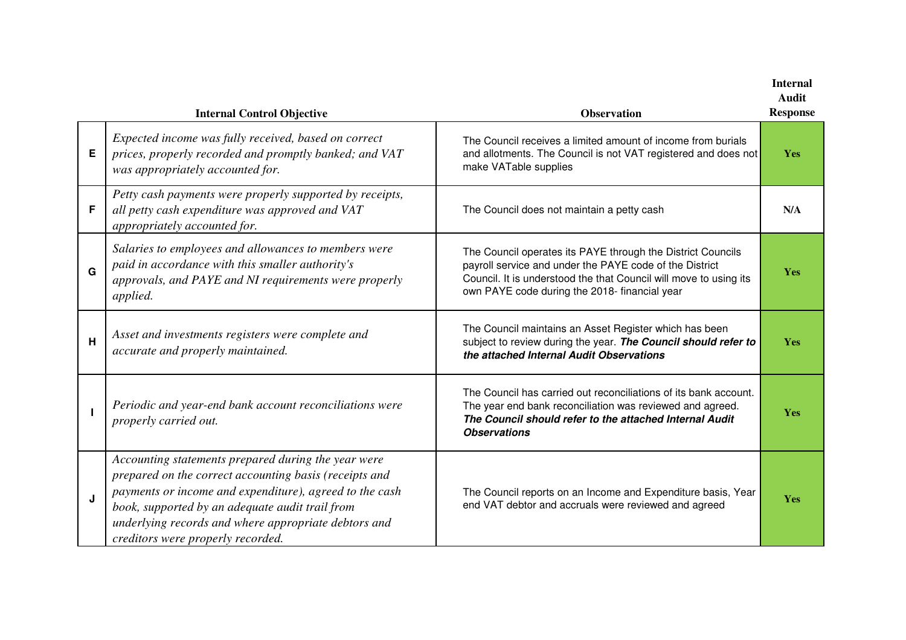| | Internal Control Objective | Observation | Internal Audit Response |
|---|---|---|---|
| E | *Expected income was fully received, based on correct prices, properly recorded and promptly banked; and VAT was appropriately accounted for.* | The Council receives a limited amount of income from burials and allotments. The Council is not VAT registered and does not make VATable supplies | Yes |
| F | *Petty cash payments were properly supported by receipts, all petty cash expenditure was approved and VAT appropriately accounted for.* | The Council does not maintain a petty cash | N/A |
| G | *Salaries to employees and allowances to members were paid in accordance with this smaller authority's approvals, and PAYE and NI requirements were properly applied.* | The Council operates its PAYE through the District Councils payroll service and under the PAYE code of the District Council. It is understood the that Council will move to using its own PAYE code during the 2018- financial year | Yes |
| H | *Asset and investments registers were complete and accurate and properly maintained.* | The Council maintains an Asset Register which has been subject to review during the year. ***The Council should refer to the attached Internal Audit Observations*** | Yes |
| I | *Periodic and year-end bank account reconciliations were properly carried out.* | The Council has carried out reconciliations of its bank account. The year end bank reconciliation was reviewed and agreed. ***The Council should refer to the attached Internal Audit Observations*** | Yes |
| J | *Accounting statements prepared during the year were prepared on the correct accounting basis (receipts and payments or income and expenditure), agreed to the cash book, supported by an adequate audit trail from underlying records and where appropriate debtors and creditors were properly recorded.* | The Council reports on an Income and Expenditure basis, Year end VAT debtor and accruals were reviewed and agreed | Yes |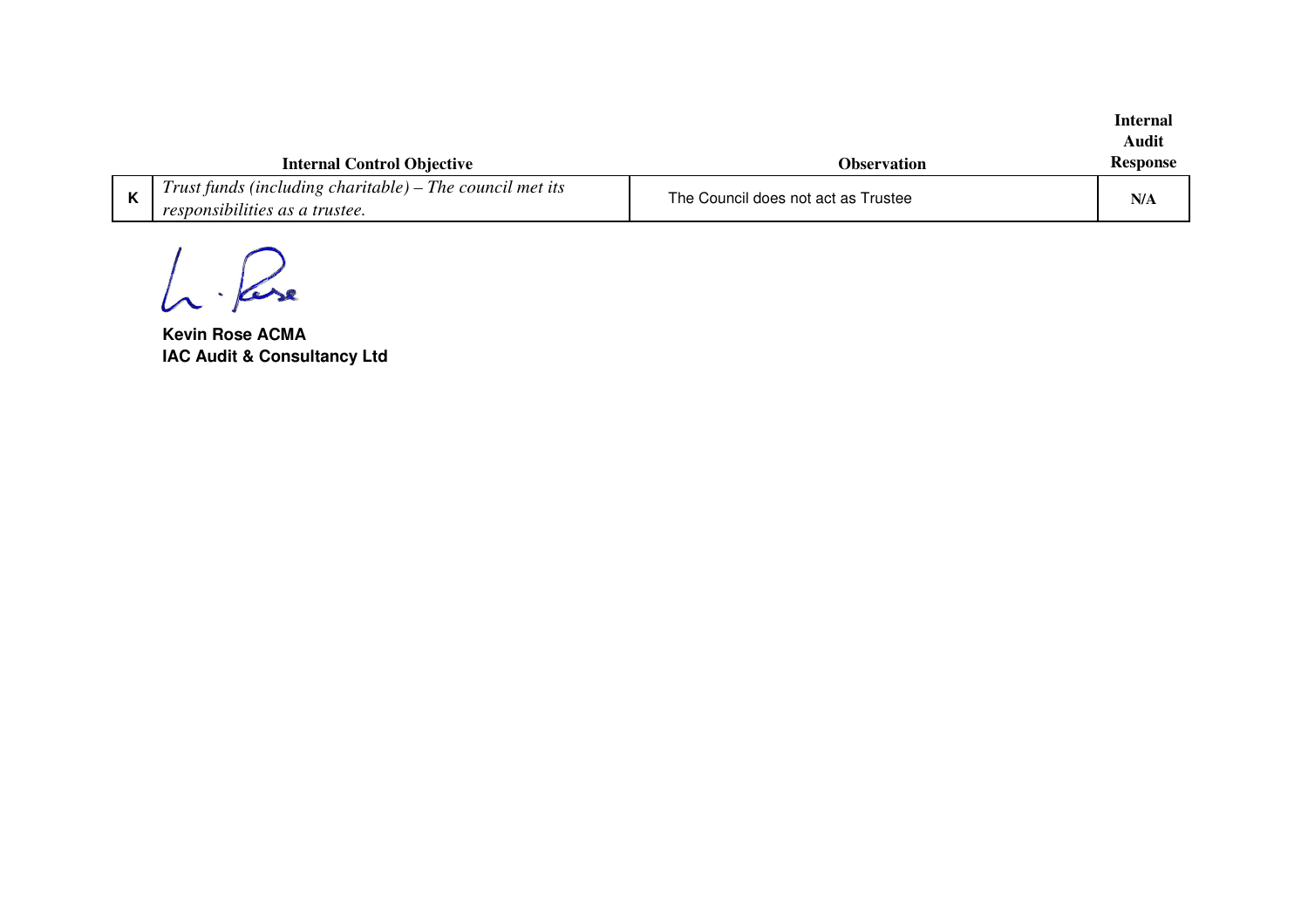| | Internal Control Objective | Observation | Internal Audit Response |
|---|---|---|---|
| K | *Trust funds (including charitable) – The council met its responsibilities as a trustee.* | The Council does not act as Trustee | **N/A** |

**Kevin Rose ACMA**
**IAC Audit & Consultancy Ltd**